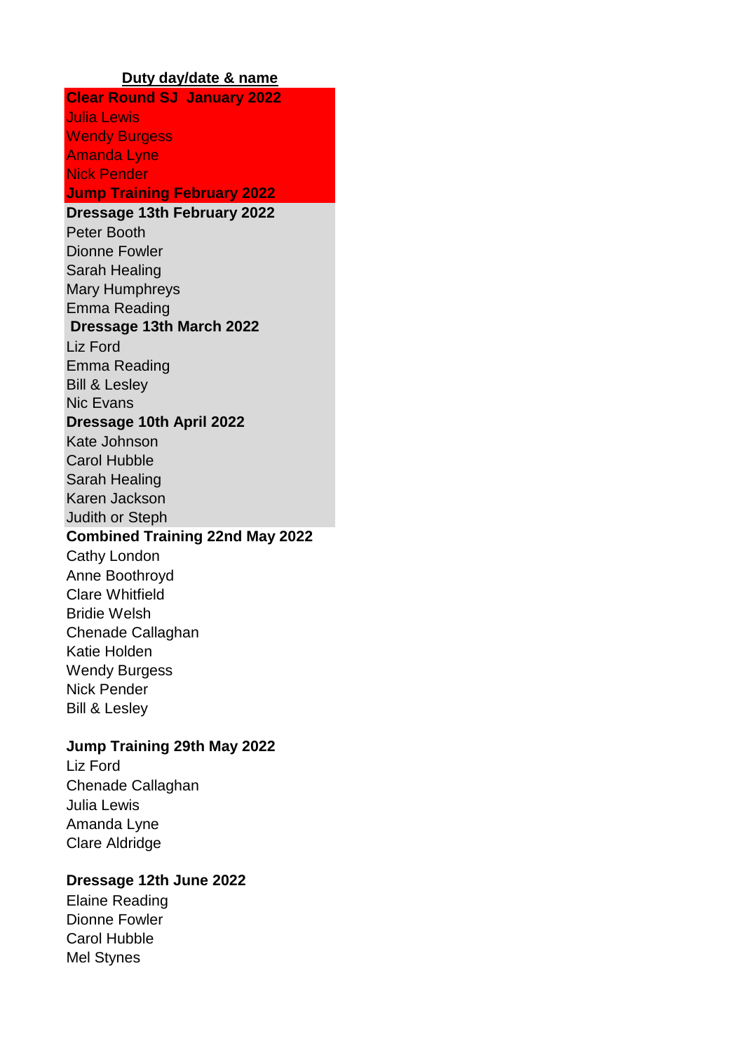**Duty day/date & name**

**Clear Round SJ January 2022**

Julia Lewis
Wendy Burgess
Amanda Lyne
Nick Pender

**Jump Training February 2022**

**Dressage 13th February 2022**

Peter Booth
Dionne Fowler
Sarah Healing
Mary Humphreys
Emma Reading

**Dressage 13th March 2022**

Liz Ford
Emma Reading
Bill & Lesley
Nic Evans

**Dressage 10th April 2022**

Kate Johnson
Carol Hubble
Sarah Healing
Karen Jackson
Judith or Steph

**Combined Training 22nd May 2022**

Cathy London
Anne Boothroyd
Clare Whitfield
Bridie Welsh
Chenade Callaghan
Katie Holden
Wendy Burgess
Nick Pender
Bill & Lesley

**Jump Training 29th May 2022**

Liz Ford
Chenade Callaghan
Julia Lewis
Amanda Lyne
Clare Aldridge

**Dressage 12th June 2022**

Elaine Reading
Dionne Fowler
Carol Hubble
Mel Stynes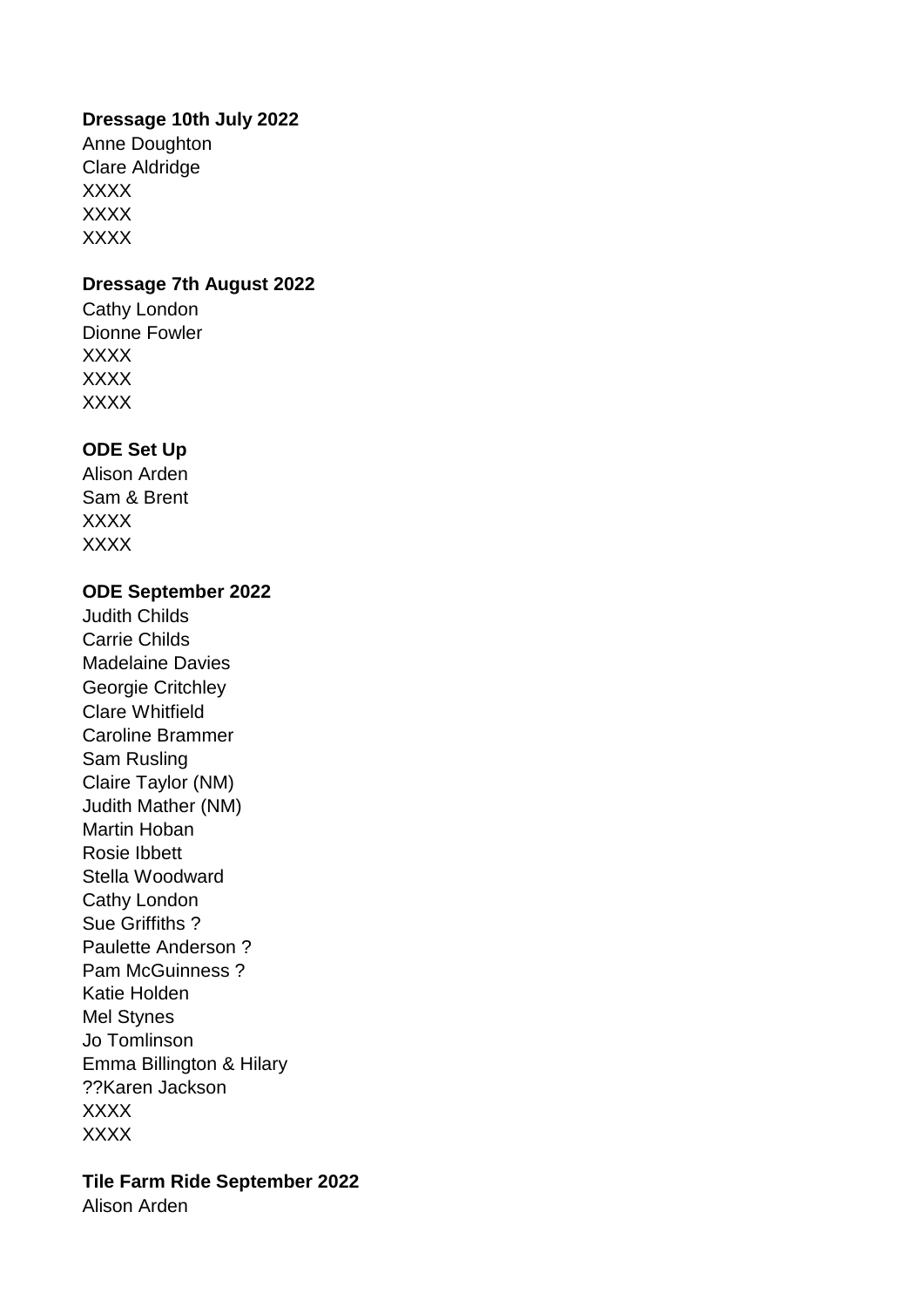**Dressage 10th July 2022**

Anne Doughton
Clare Aldridge
XXXX
XXXX
XXXX

**Dressage 7th August 2022**

Cathy London
Dionne Fowler
XXXX
XXXX
XXXX

**ODE Set Up**

Alison Arden
Sam & Brent
XXXX
XXXX

**ODE September 2022**

Judith Childs
Carrie Childs
Madelaine Davies
Georgie Critchley
Clare Whitfield
Caroline Brammer
Sam Rusling
Claire Taylor (NM)
Judith Mather (NM)
Martin Hoban
Rosie Ibbett
Stella Woodward
Cathy London
Sue Griffiths ?
Paulette Anderson ?
Pam McGuinness ?
Katie Holden
Mel Stynes
Jo Tomlinson
Emma Billington & Hilary
??Karen Jackson
XXXX
XXXX

**Tile Farm Ride September 2022**

Alison Arden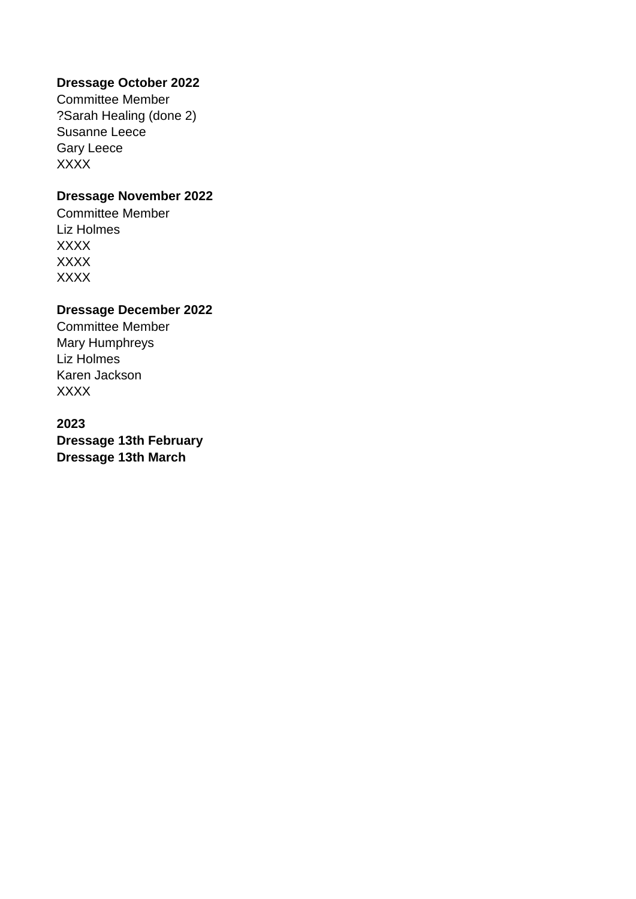**Dressage October 2022**
Committee Member
?Sarah Healing (done 2)
Susanne Leece
Gary Leece
XXXX

**Dressage November 2022**
Committee Member
Liz Holmes
XXXX
XXXX
XXXX

**Dressage December 2022**
Committee Member
Mary Humphreys
Liz Holmes
Karen Jackson
XXXX

**2023**
**Dressage 13th February**
**Dressage 13th March**